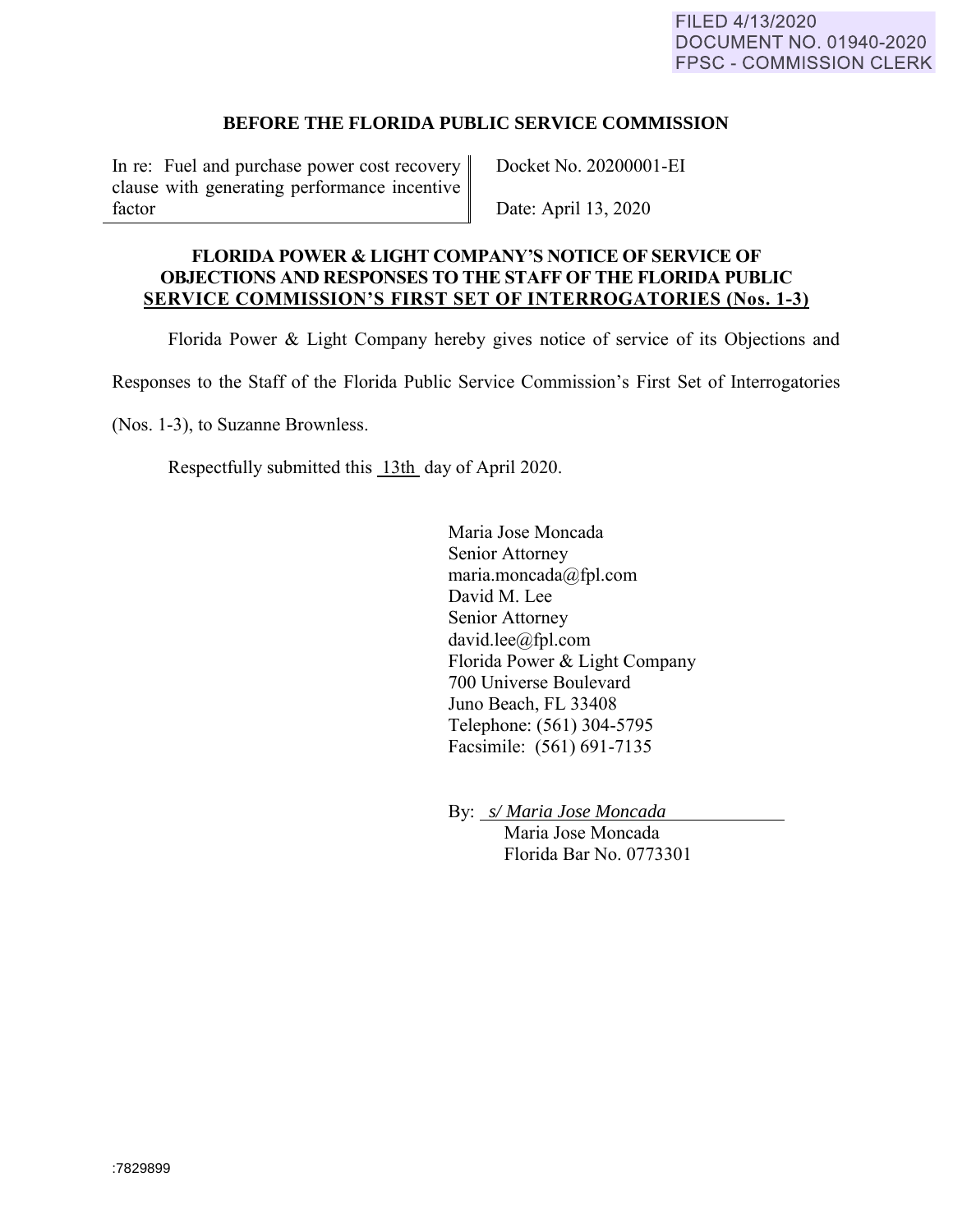FILED 4/13/2020
DOCUMENT NO. 01940-2020
FPSC - COMMISSION CLERK

## BEFORE THE FLORIDA PUBLIC SERVICE COMMISSION

| In re: Fuel and purchase power cost recovery clause with generating performance incentive factor | Docket No. 20200001-EI<br><br>Date: April 13, 2020 |
|---|---|

## FLORIDA POWER & LIGHT COMPANY'S NOTICE OF SERVICE OF OBJECTIONS AND RESPONSES TO THE STAFF OF THE FLORIDA PUBLIC SERVICE COMMISSION'S FIRST SET OF INTERROGATORIES (Nos. 1-3)

Florida Power & Light Company hereby gives notice of service of its Objections and Responses to the Staff of the Florida Public Service Commission's First Set of Interrogatories (Nos. 1-3), to Suzanne Brownless.

Respectfully submitted this 13th day of April 2020.

Maria Jose Moncada
Senior Attorney
maria.moncada@fpl.com
David M. Lee
Senior Attorney
david.lee@fpl.com
Florida Power & Light Company
700 Universe Boulevard
Juno Beach, FL 33408
Telephone: (561) 304-5795
Facsimile: (561) 691-7135

By: *s/ Maria Jose Moncada*
Maria Jose Moncada
Florida Bar No. 0773301

:7829899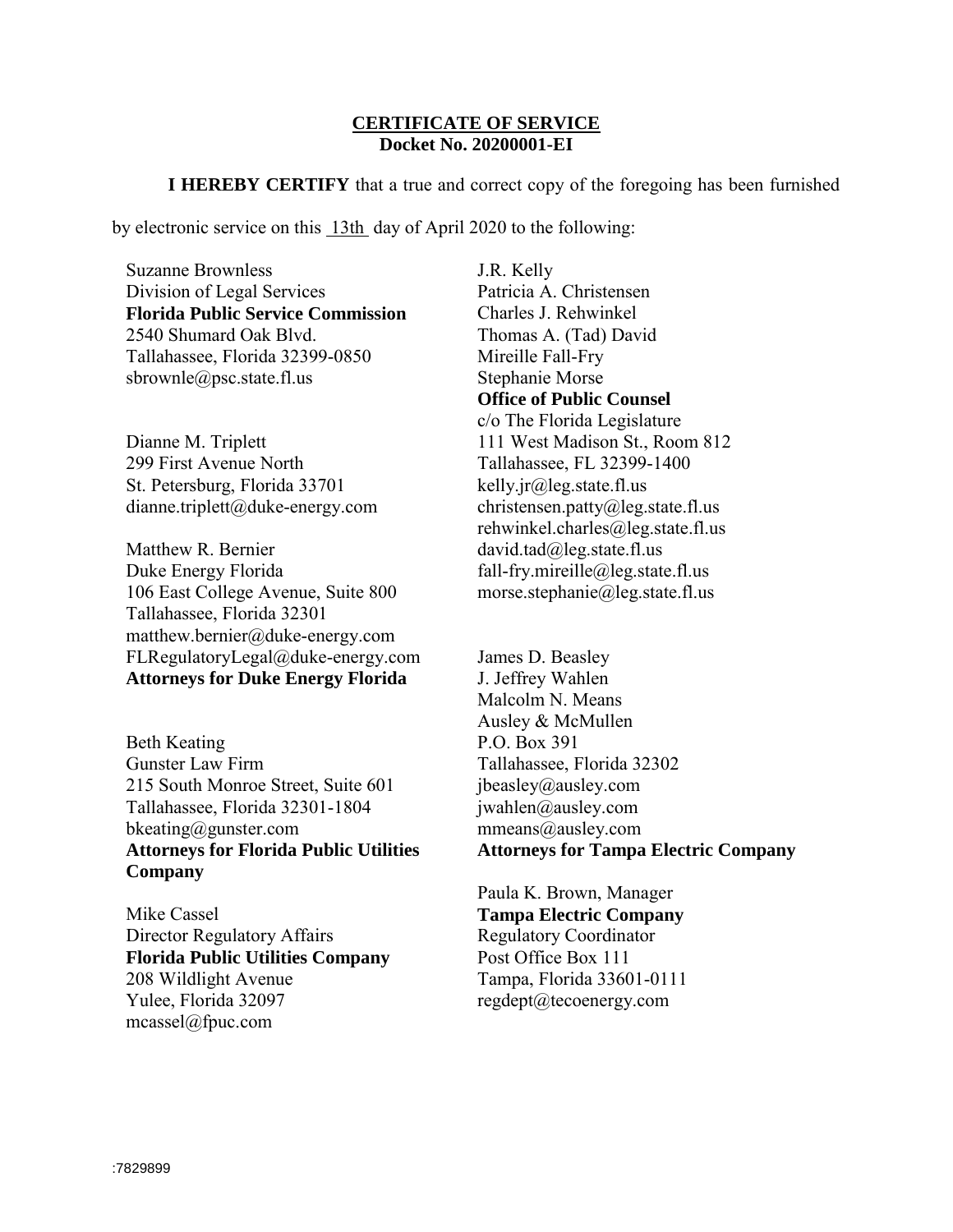**CERTIFICATE OF SERVICE**
**Docket No. 20200001-EI**

**I HEREBY CERTIFY** that a true and correct copy of the foregoing has been furnished by electronic service on this 13th day of April 2020 to the following:

Suzanne Brownless
Division of Legal Services
**Florida Public Service Commission**
2540 Shumard Oak Blvd.
Tallahassee, Florida 32399-0850
sbrownle@psc.state.fl.us

Dianne M. Triplett
299 First Avenue North
St. Petersburg, Florida 33701
dianne.triplett@duke-energy.com

Matthew R. Bernier
Duke Energy Florida
106 East College Avenue, Suite 800
Tallahassee, Florida 32301
matthew.bernier@duke-energy.com
FLRegulatoryLegal@duke-energy.com
**Attorneys for Duke Energy Florida**

Beth Keating
Gunster Law Firm
215 South Monroe Street, Suite 601
Tallahassee, Florida 32301-1804
bkeating@gunster.com
**Attorneys for Florida Public Utilities Company**

Mike Cassel
Director Regulatory Affairs
**Florida Public Utilities Company**
208 Wildlight Avenue
Yulee, Florida 32097
mcassel@fpuc.com

J.R. Kelly
Patricia A. Christensen
Charles J. Rehwinkel
Thomas A. (Tad) David
Mireille Fall-Fry
Stephanie Morse
**Office of Public Counsel**
c/o The Florida Legislature
111 West Madison St., Room 812
Tallahassee, FL 32399-1400
kelly.jr@leg.state.fl.us
christensen.patty@leg.state.fl.us
rehwinkel.charles@leg.state.fl.us
david.tad@leg.state.fl.us
fall-fry.mireille@leg.state.fl.us
morse.stephanie@leg.state.fl.us

James D. Beasley
J. Jeffrey Wahlen
Malcolm N. Means
Ausley & McMullen
P.O. Box 391
Tallahassee, Florida 32302
jbeasley@ausley.com
jwahlen@ausley.com
mmeans@ausley.com
**Attorneys for Tampa Electric Company**

Paula K. Brown, Manager
**Tampa Electric Company**
Regulatory Coordinator
Post Office Box 111
Tampa, Florida 33601-0111
regdept@tecoenergy.com

:7829899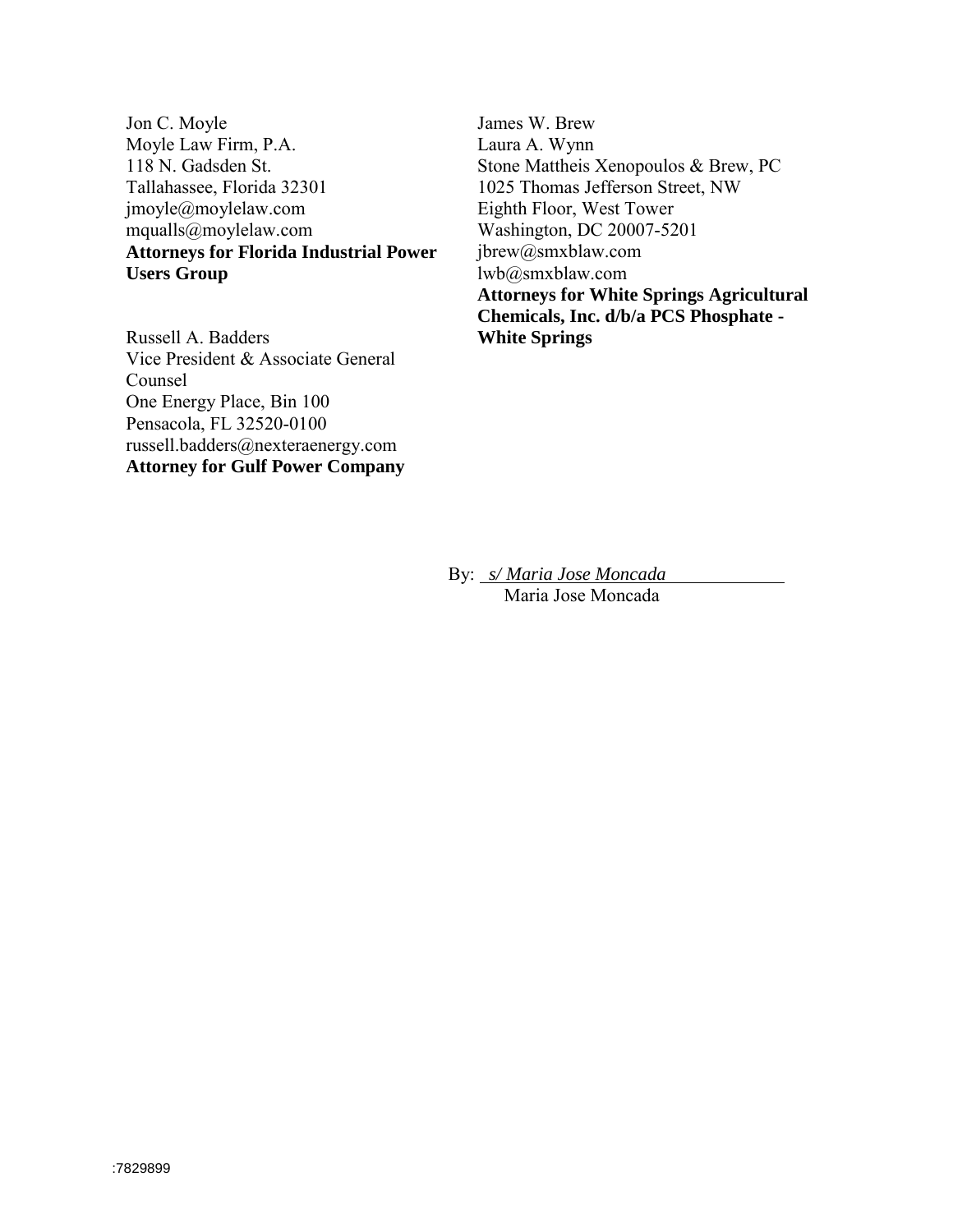Jon C. Moyle
Moyle Law Firm, P.A.
118 N. Gadsden St.
Tallahassee, Florida 32301
jmoyle@moylelaw.com
mqualls@moylelaw.com
**Attorneys for Florida Industrial Power Users Group**

Russell A. Badders
Vice President & Associate General Counsel
One Energy Place, Bin 100
Pensacola, FL 32520-0100
russell.badders@nexteraenergy.com
**Attorney for Gulf Power Company**

James W. Brew
Laura A. Wynn
Stone Mattheis Xenopoulos & Brew, PC
1025 Thomas Jefferson Street, NW
Eighth Floor, West Tower
Washington, DC 20007-5201
jbrew@smxblaw.com
lwb@smxblaw.com
**Attorneys for White Springs Agricultural Chemicals, Inc. d/b/a PCS Phosphate - White Springs**

By: *s/ Maria Jose Moncada*
Maria Jose Moncada

:7829899